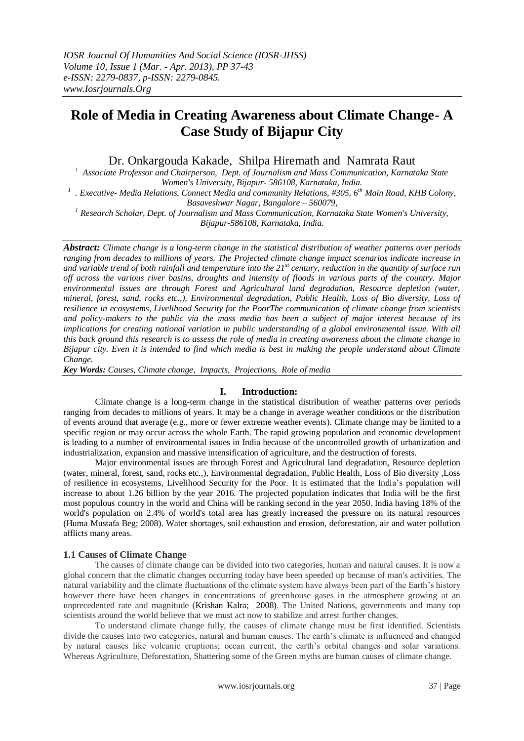# Role of Media in Creating Awareness about Climate Change- A Case Study of Bijapur City

Dr. Onkargouda Kakade, Shilpa Hiremath and Namrata Raut

[1] Associate Professor and Chairperson, Dept. of Journalism and Mass Communication, Karnataka State Women's University, Bijapur- 586108, Karnataka, India.

[1] . Executive- Media Relations, Connect Media and community Relations, #305, 6th Main Road, KHB Colony, Basaveshwar Nagar, Bangalore – 560079,

[1] Research Scholar, Dept. of Journalism and Mass Communication, Karnataka State Women's University, Bijapur-586108, Karnataka, India.

***Abstract:*** *Climate change is a long-term change in the statistical distribution of weather patterns over periods ranging from decades to millions of years. The Projected climate change impact scenarios indicate increase in and variable trend of both rainfall and temperature into the 21st century, reduction in the quantity of surface run off across the various river basins, droughts and intensity of floods in various parts of the country. Major environmental issues are through Forest and Agricultural land degradation, Resource depletion (water, mineral, forest, sand, rocks etc.,), Environmental degradation, Public Health, Loss of Bio diversity, Loss of resilience in ecosystems, Livelihood Security for the PoorThe communication of climate change from scientists and policy-makers to the public via the mass media has been a subject of major interest because of its implications for creating national variation in public understanding of a global environmental issue. With all this back ground this research is to assess the role of media in creating awareness about the climate change in Bijapur city. Even it is intended to find which media is best in making the people understand about Climate Change.*

***Key Words:*** *Causes, Climate change, Impacts, Projections, Role of media*

## I. Introduction:

Climate change is a long-term change in the statistical distribution of weather patterns over periods ranging from decades to millions of years. It may be a change in average weather conditions or the distribution of events around that average (e.g., more or fewer extreme weather events). Climate change may be limited to a specific region or may occur across the whole Earth. The rapid growing population and economic development is leading to a number of environmental issues in India because of the uncontrolled growth of urbanization and industrialization, expansion and massive intensification of agriculture, and the destruction of forests.

Major environmental issues are through Forest and Agricultural land degradation, Resource depletion (water, mineral, forest, sand, rocks etc.,), Environmental degradation, Public Health, Loss of Bio diversity ,Loss of resilience in ecosystems, Livelihood Security for the Poor. It is estimated that the India's population will increase to about 1.26 billion by the year 2016. The projected population indicates that India will be the first most populous country in the world and China will be ranking second in the year 2050. India having 18% of the world's population on 2.4% of world's total area has greatly increased the pressure on its natural resources (Huma Mustafa Beg; 2008). Water shortages, soil exhaustion and erosion, deforestation, air and water pollution afflicts many areas.

### 1.1 Causes of Climate Change

The causes of climate change can be divided into two categories, human and natural causes. It is now a global concern that the climatic changes occurring today have been speeded up because of man's activities. The natural variability and the climate fluctuations of the climate system have always been part of the Earth's history however there have been changes in concentrations of greenhouse gases in the atmosphere growing at an unprecedented rate and magnitude (Krishan Kalra; 2008). The United Nations, governments and many top scientists around the world believe that we must act now to stabilize and arrest further changes.

To understand climate change fully, the causes of climate change must be first identified. Scientists divide the causes into two categories, natural and human causes. The earth's climate is influenced and changed by natural causes like volcanic eruptions; ocean current, the earth's orbital changes and solar variations. Whereas Agriculture, Deforestation, Shattering some of the Green myths are human causes of climate change.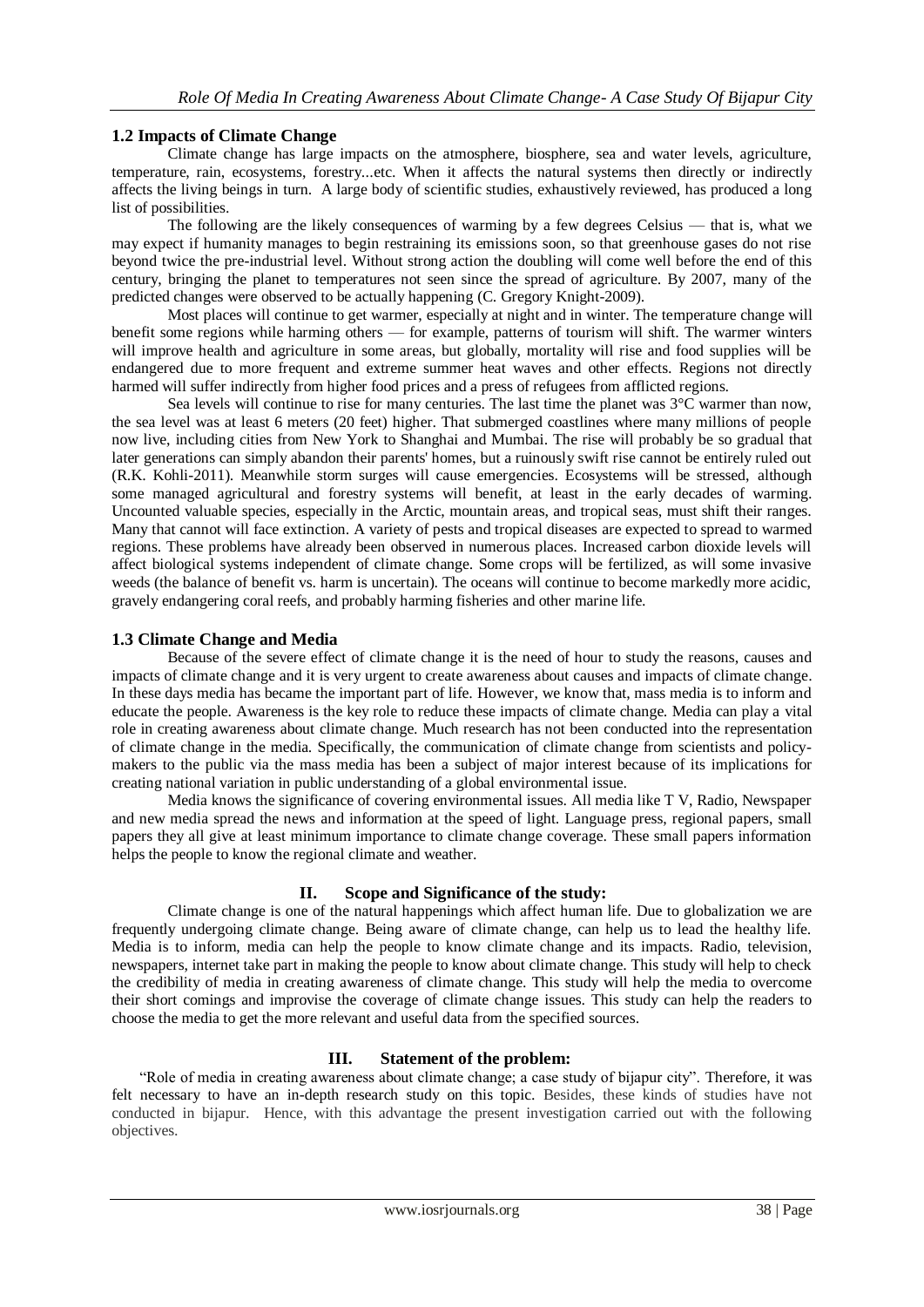### 1.2 Impacts of Climate Change

Climate change has large impacts on the atmosphere, biosphere, sea and water levels, agriculture, temperature, rain, ecosystems, forestry...etc. When it affects the natural systems then directly or indirectly affects the living beings in turn. A large body of scientific studies, exhaustively reviewed, has produced a long list of possibilities.

The following are the likely consequences of warming by a few degrees Celsius — that is, what we may expect if humanity manages to begin restraining its emissions soon, so that greenhouse gases do not rise beyond twice the pre-industrial level. Without strong action the doubling will come well before the end of this century, bringing the planet to temperatures not seen since the spread of agriculture. By 2007, many of the predicted changes were observed to be actually happening (C. Gregory Knight-2009).

Most places will continue to get warmer, especially at night and in winter. The temperature change will benefit some regions while harming others — for example, patterns of tourism will shift. The warmer winters will improve health and agriculture in some areas, but globally, mortality will rise and food supplies will be endangered due to more frequent and extreme summer heat waves and other effects. Regions not directly harmed will suffer indirectly from higher food prices and a press of refugees from afflicted regions.

Sea levels will continue to rise for many centuries. The last time the planet was 3°C warmer than now, the sea level was at least 6 meters (20 feet) higher. That submerged coastlines where many millions of people now live, including cities from New York to Shanghai and Mumbai. The rise will probably be so gradual that later generations can simply abandon their parents' homes, but a ruinously swift rise cannot be entirely ruled out (R.K. Kohli-2011). Meanwhile storm surges will cause emergencies. Ecosystems will be stressed, although some managed agricultural and forestry systems will benefit, at least in the early decades of warming. Uncounted valuable species, especially in the Arctic, mountain areas, and tropical seas, must shift their ranges. Many that cannot will face extinction. A variety of pests and tropical diseases are expected to spread to warmed regions. These problems have already been observed in numerous places. Increased carbon dioxide levels will affect biological systems independent of climate change. Some crops will be fertilized, as will some invasive weeds (the balance of benefit vs. harm is uncertain). The oceans will continue to become markedly more acidic, gravely endangering coral reefs, and probably harming fisheries and other marine life.

### 1.3 Climate Change and Media

Because of the severe effect of climate change it is the need of hour to study the reasons, causes and impacts of climate change and it is very urgent to create awareness about causes and impacts of climate change. In these days media has became the important part of life. However, we know that, mass media is to inform and educate the people. Awareness is the key role to reduce these impacts of climate change. Media can play a vital role in creating awareness about climate change. Much research has not been conducted into the representation of climate change in the media. Specifically, the communication of climate change from scientists and policy-makers to the public via the mass media has been a subject of major interest because of its implications for creating national variation in public understanding of a global environmental issue.

Media knows the significance of covering environmental issues. All media like T V, Radio, Newspaper and new media spread the news and information at the speed of light. Language press, regional papers, small papers they all give at least minimum importance to climate change coverage. These small papers information helps the people to know the regional climate and weather.

## II. Scope and Significance of the study:

Climate change is one of the natural happenings which affect human life. Due to globalization we are frequently undergoing climate change. Being aware of climate change, can help us to lead the healthy life. Media is to inform, media can help the people to know climate change and its impacts. Radio, television, newspapers, internet take part in making the people to know about climate change. This study will help to check the credibility of media in creating awareness of climate change. This study will help the media to overcome their short comings and improvise the coverage of climate change issues. This study can help the readers to choose the media to get the more relevant and useful data from the specified sources.

## III. Statement of the problem:

"Role of media in creating awareness about climate change; a case study of bijapur city". Therefore, it was felt necessary to have an in-depth research study on this topic. Besides, these kinds of studies have not conducted in bijapur. Hence, with this advantage the present investigation carried out with the following objectives.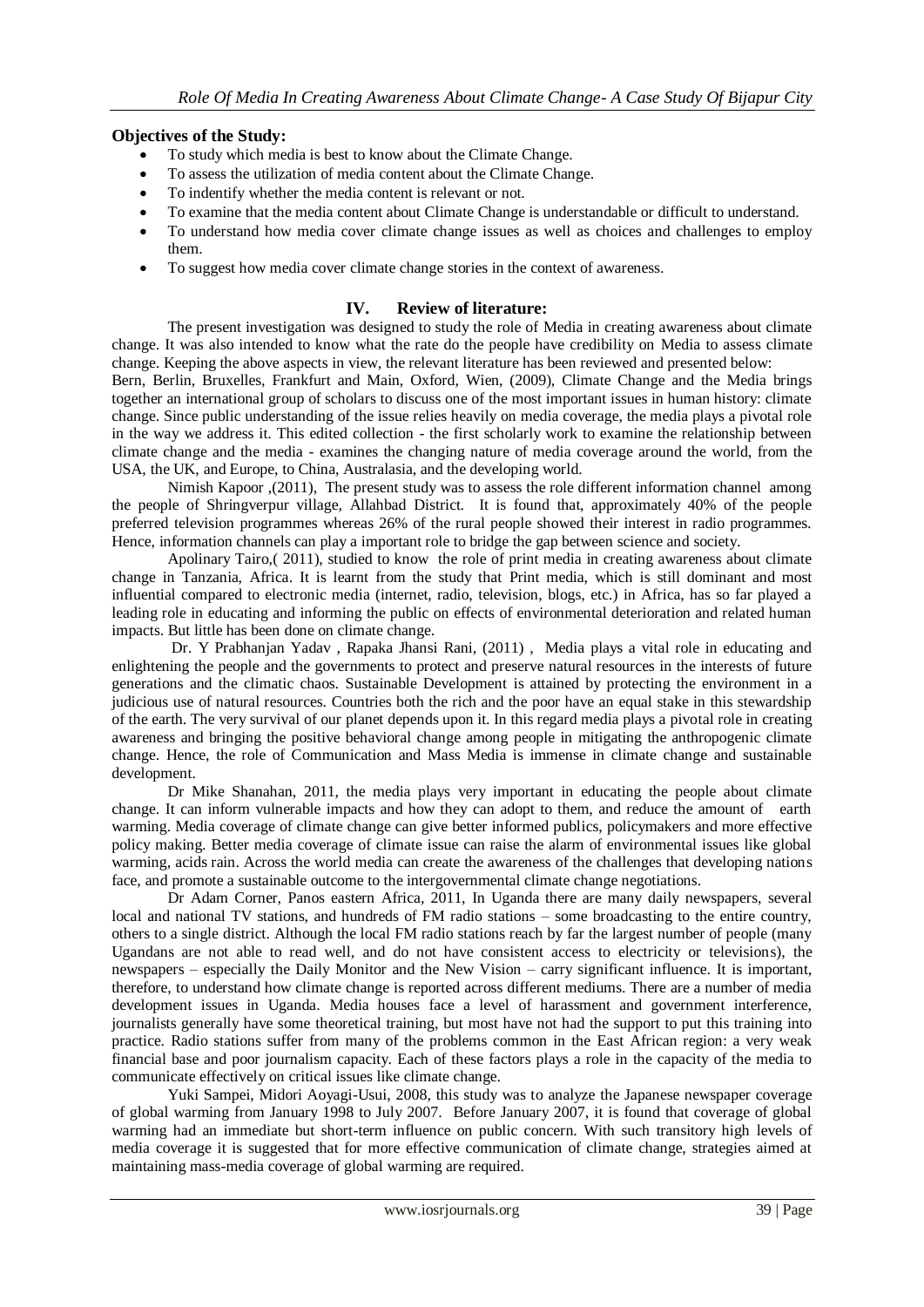### Objectives of the Study:

- To study which media is best to know about the Climate Change.
- To assess the utilization of media content about the Climate Change.
- To indentify whether the media content is relevant or not.
- To examine that the media content about Climate Change is understandable or difficult to understand.
- To understand how media cover climate change issues as well as choices and challenges to employ them.
- To suggest how media cover climate change stories in the context of awareness.

## IV. Review of literature:

The present investigation was designed to study the role of Media in creating awareness about climate change. It was also intended to know what the rate do the people have credibility on Media to assess climate change. Keeping the above aspects in view, the relevant literature has been reviewed and presented below:

Bern, Berlin, Bruxelles, Frankfurt and Main, Oxford, Wien, (2009), Climate Change and the Media brings together an international group of scholars to discuss one of the most important issues in human history: climate change. Since public understanding of the issue relies heavily on media coverage, the media plays a pivotal role in the way we address it. This edited collection - the first scholarly work to examine the relationship between climate change and the media - examines the changing nature of media coverage around the world, from the USA, the UK, and Europe, to China, Australasia, and the developing world.

Nimish Kapoor ,(2011), The present study was to assess the role different information channel among the people of Shringverpur village, Allahbad District. It is found that, approximately 40% of the people preferred television programmes whereas 26% of the rural people showed their interest in radio programmes. Hence, information channels can play a important role to bridge the gap between science and society.

Apolinary Tairo,( 2011), studied to know the role of print media in creating awareness about climate change in Tanzania, Africa. It is learnt from the study that Print media, which is still dominant and most influential compared to electronic media (internet, radio, television, blogs, etc.) in Africa, has so far played a leading role in educating and informing the public on effects of environmental deterioration and related human impacts. But little has been done on climate change.

Dr. Y Prabhanjan Yadav , Rapaka Jhansi Rani, (2011) , Media plays a vital role in educating and enlightening the people and the governments to protect and preserve natural resources in the interests of future generations and the climatic chaos. Sustainable Development is attained by protecting the environment in a judicious use of natural resources. Countries both the rich and the poor have an equal stake in this stewardship of the earth. The very survival of our planet depends upon it. In this regard media plays a pivotal role in creating awareness and bringing the positive behavioral change among people in mitigating the anthropogenic climate change. Hence, the role of Communication and Mass Media is immense in climate change and sustainable development.

Dr Mike Shanahan, 2011, the media plays very important in educating the people about climate change. It can inform vulnerable impacts and how they can adopt to them, and reduce the amount of earth warming. Media coverage of climate change can give better informed publics, policymakers and more effective policy making. Better media coverage of climate issue can raise the alarm of environmental issues like global warming, acids rain. Across the world media can create the awareness of the challenges that developing nations face, and promote a sustainable outcome to the intergovernmental climate change negotiations.

Dr Adam Corner, Panos eastern Africa, 2011, In Uganda there are many daily newspapers, several local and national TV stations, and hundreds of FM radio stations – some broadcasting to the entire country, others to a single district. Although the local FM radio stations reach by far the largest number of people (many Ugandans are not able to read well, and do not have consistent access to electricity or televisions), the newspapers – especially the Daily Monitor and the New Vision – carry significant influence. It is important, therefore, to understand how climate change is reported across different mediums. There are a number of media development issues in Uganda. Media houses face a level of harassment and government interference, journalists generally have some theoretical training, but most have not had the support to put this training into practice. Radio stations suffer from many of the problems common in the East African region: a very weak financial base and poor journalism capacity. Each of these factors plays a role in the capacity of the media to communicate effectively on critical issues like climate change.

Yuki Sampei, Midori Aoyagi-Usui, 2008, this study was to analyze the Japanese newspaper coverage of global warming from January 1998 to July 2007. Before January 2007, it is found that coverage of global warming had an immediate but short-term influence on public concern. With such transitory high levels of media coverage it is suggested that for more effective communication of climate change, strategies aimed at maintaining mass-media coverage of global warming are required.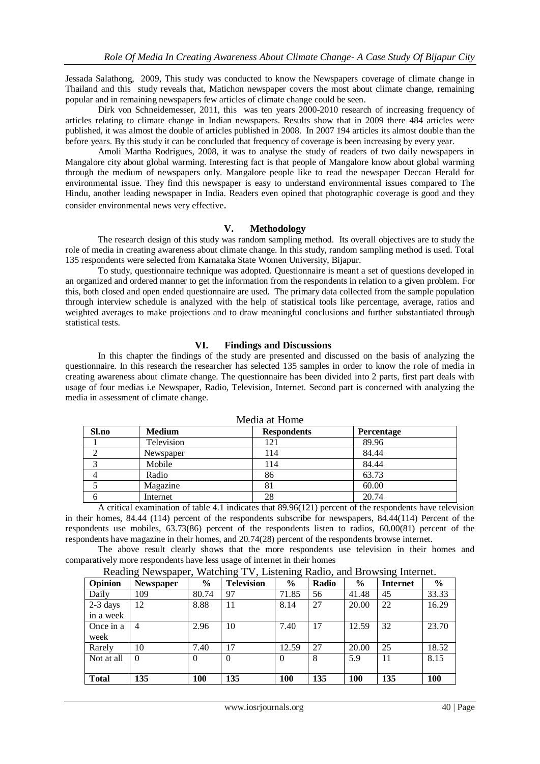Jessada Salathong, 2009, This study was conducted to know the Newspapers coverage of climate change in Thailand and this study reveals that, Matichon newspaper covers the most about climate change, remaining popular and in remaining newspapers few articles of climate change could be seen.

Dirk von Schneidemesser, 2011, this was ten years 2000-2010 research of increasing frequency of articles relating to climate change in Indian newspapers. Results show that in 2009 there 484 articles were published, it was almost the double of articles published in 2008. In 2007 194 articles its almost double than the before years. By this study it can be concluded that frequency of coverage is been increasing by every year.

Amoli Martha Rodrigues, 2008, it was to analyse the study of readers of two daily newspapers in Mangalore city about global warming. Interesting fact is that people of Mangalore know about global warming through the medium of newspapers only. Mangalore people like to read the newspaper Deccan Herald for environmental issue. They find this newspaper is easy to understand environmental issues compared to The Hindu, another leading newspaper in India. Readers even opined that photographic coverage is good and they consider environmental news very effective.

## V. Methodology

The research design of this study was random sampling method. Its overall objectives are to study the role of media in creating awareness about climate change. In this study, random sampling method is used. Total 135 respondents were selected from Karnataka State Women University, Bijapur.

To study, questionnaire technique was adopted. Questionnaire is meant a set of questions developed in an organized and ordered manner to get the information from the respondents in relation to a given problem. For this, both closed and open ended questionnaire are used. The primary data collected from the sample population through interview schedule is analyzed with the help of statistical tools like percentage, average, ratios and weighted averages to make projections and to draw meaningful conclusions and further substantiated through statistical tests.

## VI. Findings and Discussions

In this chapter the findings of the study are presented and discussed on the basis of analyzing the questionnaire. In this research the researcher has selected 135 samples in order to know the role of media in creating awareness about climate change. The questionnaire has been divided into 2 parts, first part deals with usage of four medias i.e Newspaper, Radio, Television, Internet. Second part is concerned with analyzing the media in assessment of climate change.

Media at Home

| Sl.no | Medium | Respondents | Percentage |
|---|---|---|---|
| 1 | Television | 121 | 89.96 |
| 2 | Newspaper | 114 | 84.44 |
| 3 | Mobile | 114 | 84.44 |
| 4 | Radio | 86 | 63.73 |
| 5 | Magazine | 81 | 60.00 |
| 6 | Internet | 28 | 20.74 |

A critical examination of table 4.1 indicates that 89.96(121) percent of the respondents have television in their homes, 84.44 (114) percent of the respondents subscribe for newspapers, 84.44(114) Percent of the respondents use mobiles, 63.73(86) percent of the respondents listen to radios, 60.00(81) percent of the respondents have magazine in their homes, and 20.74(28) percent of the respondents browse internet.

The above result clearly shows that the more respondents use television in their homes and comparatively more respondents have less usage of internet in their homes

Reading Newspaper, Watching TV, Listening Radio, and Browsing Internet.

| Opinion | Newspaper | % | Television | % | Radio | % | Internet | % |
|---|---|---|---|---|---|---|---|---|
| Daily | 109 | 80.74 | 97 | 71.85 | 56 | 41.48 | 45 | 33.33 |
| 2-3 days in a week | 12 | 8.88 | 11 | 8.14 | 27 | 20.00 | 22 | 16.29 |
| Once in a week | 4 | 2.96 | 10 | 7.40 | 17 | 12.59 | 32 | 23.70 |
| Rarely | 10 | 7.40 | 17 | 12.59 | 27 | 20.00 | 25 | 18.52 |
| Not at all | 0 | 0 | 0 | 0 | 8 | 5.9 | 11 | 8.15 |
| **Total** | **135** | **100** | **135** | **100** | **135** | **100** | **135** | **100** |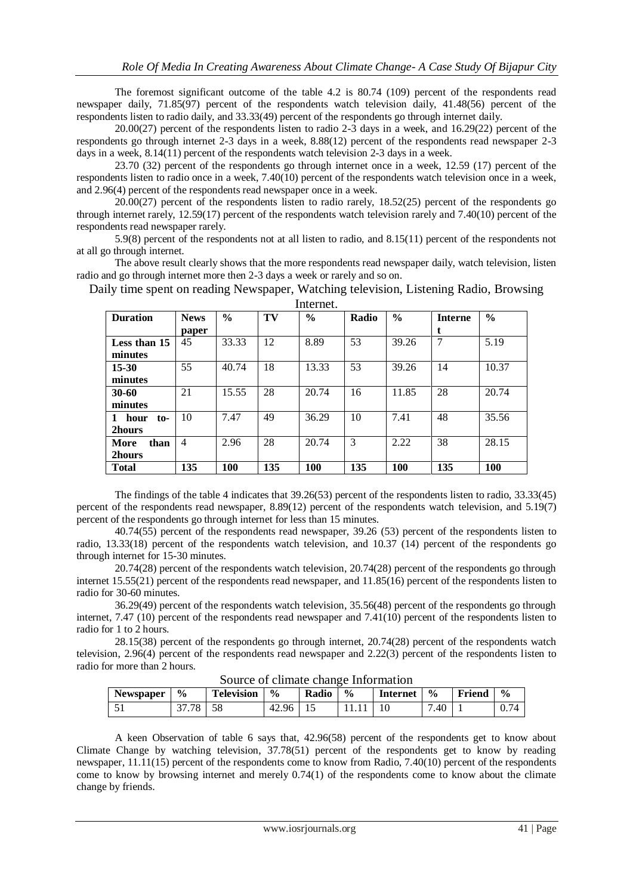The foremost significant outcome of the table 4.2 is 80.74 (109) percent of the respondents read newspaper daily, 71.85(97) percent of the respondents watch television daily, 41.48(56) percent of the respondents listen to radio daily, and 33.33(49) percent of the respondents go through internet daily.

20.00(27) percent of the respondents listen to radio 2-3 days in a week, and 16.29(22) percent of the respondents go through internet 2-3 days in a week, 8.88(12) percent of the respondents read newspaper 2-3 days in a week, 8.14(11) percent of the respondents watch television 2-3 days in a week.

23.70 (32) percent of the respondents go through internet once in a week, 12.59 (17) percent of the respondents listen to radio once in a week, 7.40(10) percent of the respondents watch television once in a week, and 2.96(4) percent of the respondents read newspaper once in a week.

20.00(27) percent of the respondents listen to radio rarely, 18.52(25) percent of the respondents go through internet rarely, 12.59(17) percent of the respondents watch television rarely and 7.40(10) percent of the respondents read newspaper rarely.

5.9(8) percent of the respondents not at all listen to radio, and 8.15(11) percent of the respondents not at all go through internet.

The above result clearly shows that the more respondents read newspaper daily, watch television, listen radio and go through internet more then 2-3 days a week or rarely and so on.

Daily time spent on reading Newspaper, Watching television, Listening Radio, Browsing Internet.

| Duration | News paper | % | TV | % | Radio | % | Internet | % |
|---|---|---|---|---|---|---|---|---|
| **Less than 15 minutes** | 45 | 33.33 | 12 | 8.89 | 53 | 39.26 | 7 | 5.19 |
| **15-30 minutes** | 55 | 40.74 | 18 | 13.33 | 53 | 39.26 | 14 | 10.37 |
| **30-60 minutes** | 21 | 15.55 | 28 | 20.74 | 16 | 11.85 | 28 | 20.74 |
| **1 hour to-2hours** | 10 | 7.47 | 49 | 36.29 | 10 | 7.41 | 48 | 35.56 |
| **More than 2hours** | 4 | 2.96 | 28 | 20.74 | 3 | 2.22 | 38 | 28.15 |
| **Total** | **135** | **100** | **135** | **100** | **135** | **100** | **135** | **100** |

The findings of the table 4 indicates that 39.26(53) percent of the respondents listen to radio, 33.33(45) percent of the respondents read newspaper, 8.89(12) percent of the respondents watch television, and 5.19(7) percent of the respondents go through internet for less than 15 minutes.

40.74(55) percent of the respondents read newspaper, 39.26 (53) percent of the respondents listen to radio, 13.33(18) percent of the respondents watch television, and 10.37 (14) percent of the respondents go through internet for 15-30 minutes.

20.74(28) percent of the respondents watch television, 20.74(28) percent of the respondents go through internet 15.55(21) percent of the respondents read newspaper, and 11.85(16) percent of the respondents listen to radio for 30-60 minutes.

36.29(49) percent of the respondents watch television, 35.56(48) percent of the respondents go through internet, 7.47 (10) percent of the respondents read newspaper and 7.41(10) percent of the respondents listen to radio for 1 to 2 hours.

28.15(38) percent of the respondents go through internet, 20.74(28) percent of the respondents watch television, 2.96(4) percent of the respondents read newspaper and 2.22(3) percent of the respondents listen to radio for more than 2 hours.

Source of climate change Information

| Newspaper | % | Television | % | Radio | % | Internet | % | Friend | % |
|---|---|---|---|---|---|---|---|---|---|
| 51 | 37.78 | 58 | 42.96 | 15 | 11.11 | 10 | 7.40 | 1 | 0.74 |

A keen Observation of table 6 says that, 42.96(58) percent of the respondents get to know about Climate Change by watching television, 37.78(51) percent of the respondents get to know by reading newspaper, 11.11(15) percent of the respondents come to know from Radio, 7.40(10) percent of the respondents come to know by browsing internet and merely 0.74(1) of the respondents come to know about the climate change by friends.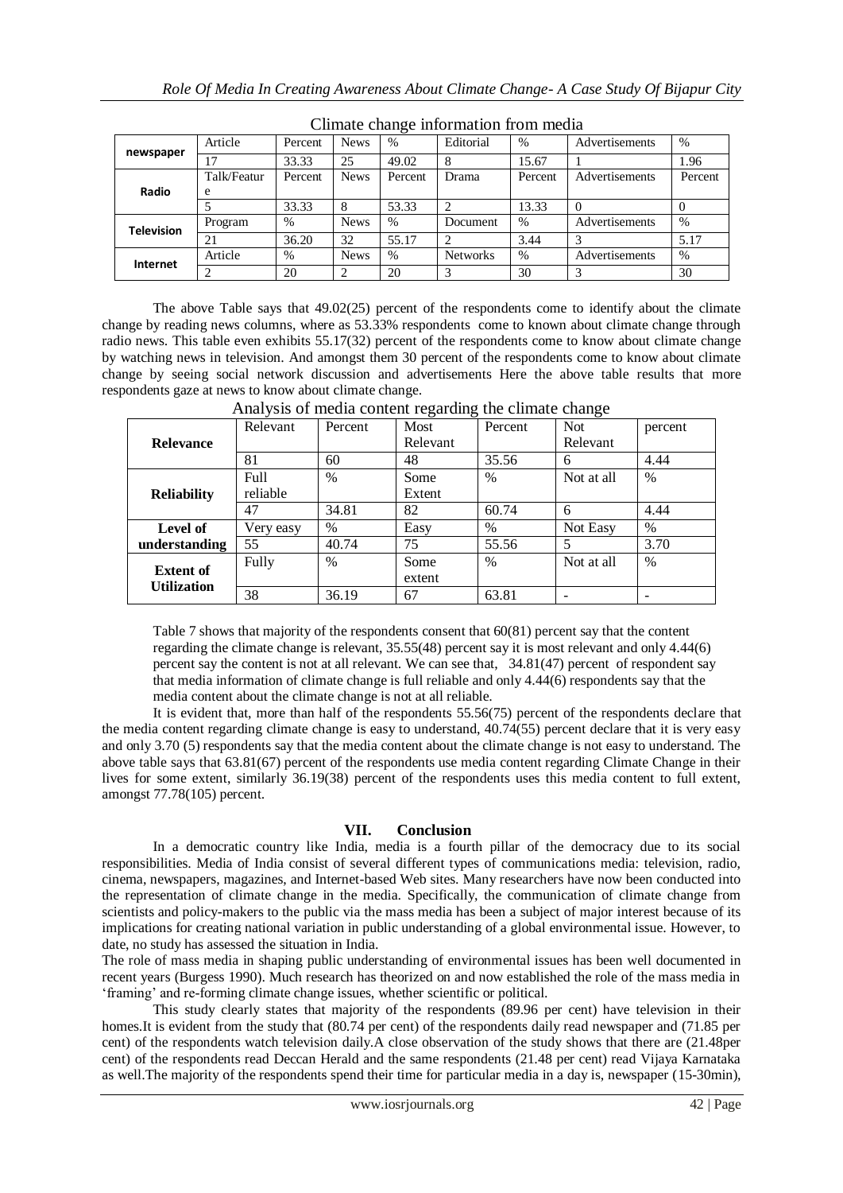Climate change information from media

| | | | | | | | | |
|---|---|---|---|---|---|---|---|---|
| **newspaper** | Article | Percent | News | % | Editorial | % | Advertisements | % |
| | 17 | 33.33 | 25 | 49.02 | 8 | 15.67 | 1 | 1.96 |
| **Radio** | Talk/Feature | Percent | News | Percent | Drama | Percent | Advertisements | Percent |
| | 5 | 33.33 | 8 | 53.33 | 2 | 13.33 | 0 | 0 |
| **Television** | Program | % | News | % | Document | % | Advertisements | % |
| | 21 | 36.20 | 32 | 55.17 | 2 | 3.44 | 3 | 5.17 |
| **Internet** | Article | % | News | % | Networks | % | Advertisements | % |
| | 2 | 20 | 2 | 20 | 3 | 30 | 3 | 30 |

The above Table says that 49.02(25) percent of the respondents come to identify about the climate change by reading news columns, where as 53.33% respondents come to known about climate change through radio news. This table even exhibits 55.17(32) percent of the respondents come to know about climate change by watching news in television. And amongst them 30 percent of the respondents come to know about climate change by seeing social network discussion and advertisements Here the above table results that more respondents gaze at news to know about climate change.

Analysis of media content regarding the climate change

| | | | | | | |
|---|---|---|---|---|---|---|
| **Relevance** | Relevant | Percent | Most Relevant | Percent | Not Relevant | percent |
| | 81 | 60 | 48 | 35.56 | 6 | 4.44 |
| **Reliability** | Full reliable | % | Some Extent | % | Not at all | % |
| | 47 | 34.81 | 82 | 60.74 | 6 | 4.44 |
| **Level of understanding** | Very easy | % | Easy | % | Not Easy | % |
| | 55 | 40.74 | 75 | 55.56 | 5 | 3.70 |
| **Extent of Utilization** | Fully | % | Some extent | % | Not at all | % |
| | 38 | 36.19 | 67 | 63.81 | - | - |

Table 7 shows that majority of the respondents consent that 60(81) percent say that the content regarding the climate change is relevant, 35.55(48) percent say it is most relevant and only 4.44(6) percent say the content is not at all relevant. We can see that, 34.81(47) percent of respondent say that media information of climate change is full reliable and only 4.44(6) respondents say that the media content about the climate change is not at all reliable.

It is evident that, more than half of the respondents 55.56(75) percent of the respondents declare that the media content regarding climate change is easy to understand, 40.74(55) percent declare that it is very easy and only 3.70 (5) respondents say that the media content about the climate change is not easy to understand. The above table says that 63.81(67) percent of the respondents use media content regarding Climate Change in their lives for some extent, similarly 36.19(38) percent of the respondents uses this media content to full extent, amongst 77.78(105) percent.

## VII. Conclusion

In a democratic country like India, media is a fourth pillar of the democracy due to its social responsibilities. Media of India consist of several different types of communications media: television, radio, cinema, newspapers, magazines, and Internet-based Web sites. Many researchers have now been conducted into the representation of climate change in the media. Specifically, the communication of climate change from scientists and policy-makers to the public via the mass media has been a subject of major interest because of its implications for creating national variation in public understanding of a global environmental issue. However, to date, no study has assessed the situation in India.

The role of mass media in shaping public understanding of environmental issues has been well documented in recent years (Burgess 1990). Much research has theorized on and now established the role of the mass media in 'framing' and re-forming climate change issues, whether scientific or political.

This study clearly states that majority of the respondents (89.96 per cent) have television in their homes.It is evident from the study that (80.74 per cent) of the respondents daily read newspaper and (71.85 per cent) of the respondents watch television daily.A close observation of the study shows that there are (21.48per cent) of the respondents read Deccan Herald and the same respondents (21.48 per cent) read Vijaya Karnataka as well.The majority of the respondents spend their time for particular media in a day is, newspaper (15-30min),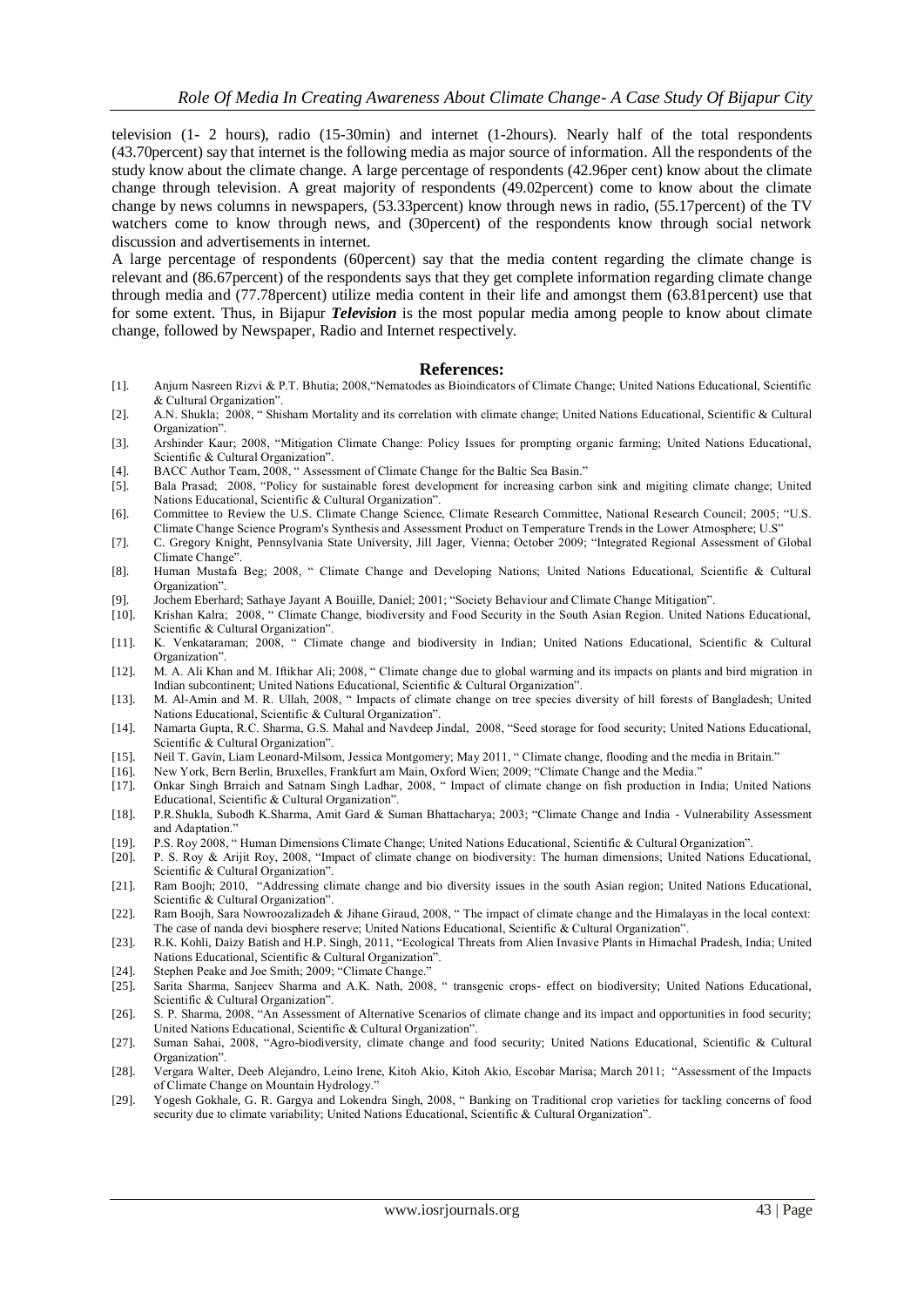television (1- 2 hours), radio (15-30min) and internet (1-2hours). Nearly half of the total respondents (43.70percent) say that internet is the following media as major source of information. All the respondents of the study know about the climate change. A large percentage of respondents (42.96per cent) know about the climate change through television. A great majority of respondents (49.02percent) come to know about the climate change by news columns in newspapers, (53.33percent) know through news in radio, (55.17percent) of the TV watchers come to know through news, and (30percent) of the respondents know through social network discussion and advertisements in internet.

A large percentage of respondents (60percent) say that the media content regarding the climate change is relevant and (86.67percent) of the respondents says that they get complete information regarding climate change through media and (77.78percent) utilize media content in their life and amongst them (63.81percent) use that for some extent. Thus, in Bijapur ***Television*** is the most popular media among people to know about climate change, followed by Newspaper, Radio and Internet respectively.

## References:

[1]. Anjum Nasreen Rizvi & P.T. Bhutia; 2008,"Nematodes as Bioindicators of Climate Change; United Nations Educational, Scientific & Cultural Organization".

[2]. A.N. Shukla; 2008, " Shisham Mortality and its correlation with climate change; United Nations Educational, Scientific & Cultural Organization".

[3]. Arshinder Kaur; 2008, "Mitigation Climate Change: Policy Issues for prompting organic farming; United Nations Educational, Scientific & Cultural Organization".

[4]. BACC Author Team, 2008, " Assessment of Climate Change for the Baltic Sea Basin."

[5]. Bala Prasad; 2008, "Policy for sustainable forest development for increasing carbon sink and migiting climate change; United Nations Educational, Scientific & Cultural Organization".

[6]. Committee to Review the U.S. Climate Change Science, Climate Research Committee, National Research Council; 2005; "U.S. Climate Change Science Program's Synthesis and Assessment Product on Temperature Trends in the Lower Atmosphere; U.S"

[7]. C. Gregory Knight, Pennsylvania State University, Jill Jager, Vienna; October 2009; "Integrated Regional Assessment of Global Climate Change".

[8]. Human Mustafa Beg; 2008, " Climate Change and Developing Nations; United Nations Educational, Scientific & Cultural Organization".

[9]. Jochem Eberhard; Sathaye Jayant A Bouille, Daniel; 2001; "Society Behaviour and Climate Change Mitigation".

[10]. Krishan Kalra; 2008, " Climate Change, biodiversity and Food Security in the South Asian Region. United Nations Educational, Scientific & Cultural Organization".

[11]. K. Venkataraman; 2008, " Climate change and biodiversity in Indian; United Nations Educational, Scientific & Cultural Organization".

[12]. M. A. Ali Khan and M. Iftikhar Ali; 2008, " Climate change due to global warming and its impacts on plants and bird migration in Indian subcontinent; United Nations Educational, Scientific & Cultural Organization".

[13]. M. Al-Amin and M. R. Ullah, 2008, " Impacts of climate change on tree species diversity of hill forests of Bangladesh; United Nations Educational, Scientific & Cultural Organization".

[14]. Namarta Gupta, R.C. Sharma, G.S. Mahal and Navdeep Jindal, 2008, "Seed storage for food security; United Nations Educational, Scientific & Cultural Organization".

[15]. Neil T. Gavin, Liam Leonard-Milsom, Jessica Montgomery; May 2011, " Climate change, flooding and the media in Britain."

[16]. New York, Bern Berlin, Bruxelles, Frankfurt am Main, Oxford Wien; 2009; "Climate Change and the Media."

[17]. Onkar Singh Brraich and Satnam Singh Ladhar, 2008, " Impact of climate change on fish production in India; United Nations Educational, Scientific & Cultural Organization".

[18]. P.R.Shukla, Subodh K.Sharma, Amit Gard & Suman Bhattacharya; 2003; "Climate Change and India - Vulnerability Assessment and Adaptation."

[19]. P.S. Roy 2008, " Human Dimensions Climate Change; United Nations Educational, Scientific & Cultural Organization".

[20]. P. S. Roy & Arijit Roy, 2008, "Impact of climate change on biodiversity: The human dimensions; United Nations Educational, Scientific & Cultural Organization".

[21]. Ram Boojh; 2010, "Addressing climate change and bio diversity issues in the south Asian region; United Nations Educational, Scientific & Cultural Organization".

[22]. Ram Boojh, Sara Nowroozalizadeh & Jihane Giraud, 2008, " The impact of climate change and the Himalayas in the local context: The case of nanda devi biosphere reserve; United Nations Educational, Scientific & Cultural Organization".

[23]. R.K. Kohli, Daizy Batish and H.P. Singh, 2011, "Ecological Threats from Alien Invasive Plants in Himachal Pradesh, India; United Nations Educational, Scientific & Cultural Organization".

[24]. Stephen Peake and Joe Smith; 2009; "Climate Change."

[25]. Sarita Sharma, Sanjeev Sharma and A.K. Nath, 2008, " transgenic crops- effect on biodiversity; United Nations Educational, Scientific & Cultural Organization".

[26]. S. P. Sharma, 2008, "An Assessment of Alternative Scenarios of climate change and its impact and opportunities in food security; United Nations Educational, Scientific & Cultural Organization".

[27]. Suman Sahai, 2008, "Agro-biodiversity, climate change and food security; United Nations Educational, Scientific & Cultural Organization".

[28]. Vergara Walter, Deeb Alejandro, Leino Irene, Kitoh Akio, Kitoh Akio, Escobar Marisa; March 2011; "Assessment of the Impacts of Climate Change on Mountain Hydrology."

[29]. Yogesh Gokhale, G. R. Gargya and Lokendra Singh, 2008, " Banking on Traditional crop varieties for tackling concerns of food security due to climate variability; United Nations Educational, Scientific & Cultural Organization".